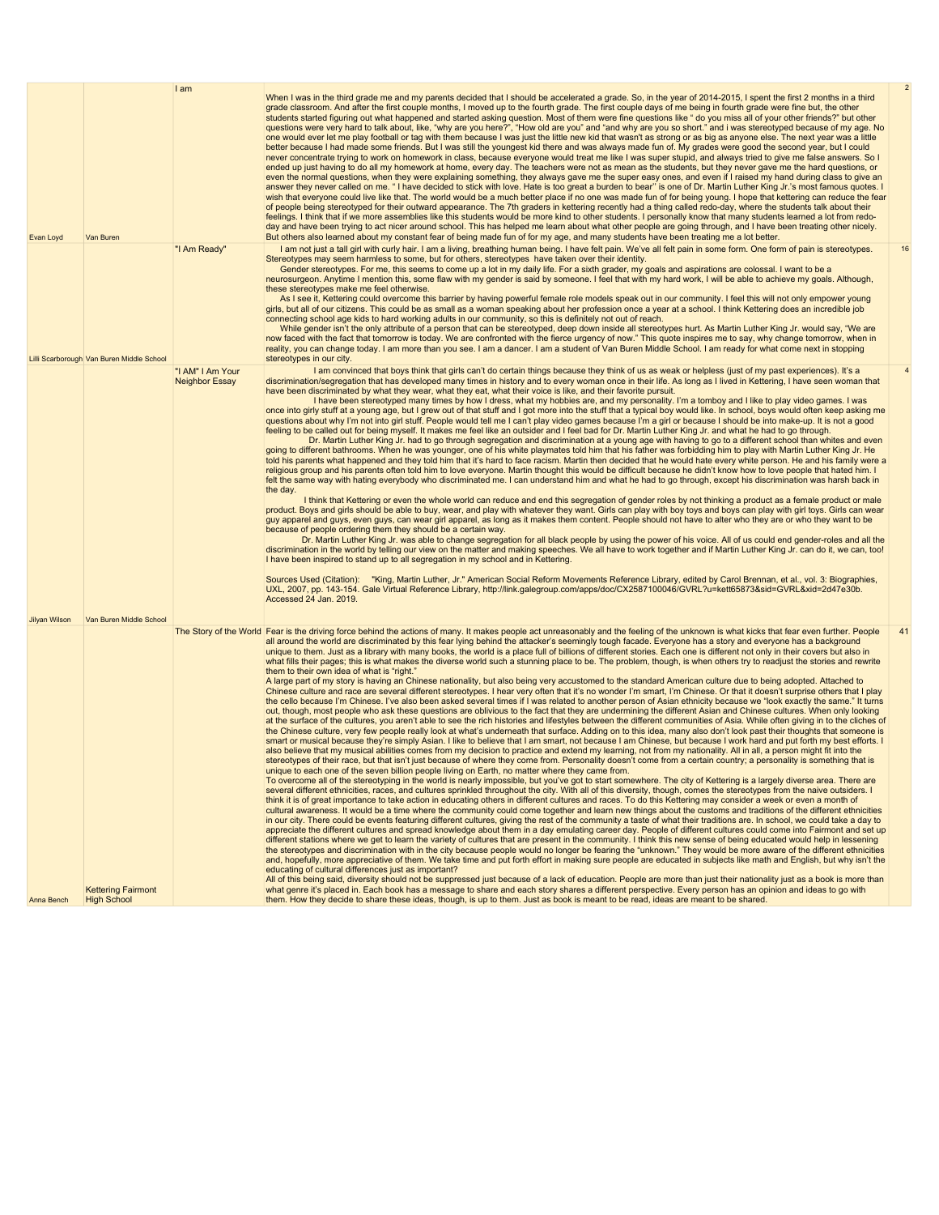| | | | | |
|---|---|---|---|---|
| Evan Loyd | Van Buren | I am | When I was in the third grade me and my parents decided that I should be accelerated a grade. So, in the year of 2014-2015, I spent the first 2 months in a third grade classroom. And after the first couple months, I moved up to the fourth grade. The first couple days of me being in fourth grade were fine but, the other students started figuring out what happened and started asking question. Most of them were fine questions like " do you miss all of your other friends?" but other questions were very hard to talk about, like, "why are you here?", "How old are you" and "and why are you so short." and i was stereotyped because of my age. No one would ever let me play football or tag with them because I was just the little new kid that wasn't as strong or as big as anyone else. The next year was a little better because I had made some friends. But I was still the youngest kid there and was always made fun of. My grades were good the second year, but I could never concentrate trying to work on homework in class, because everyone would treat me like I was super stupid, and always tried to give me false answers. So I ended up just having to do all my homework at home, every day. The teachers were not as mean as the students, but they never gave me the hard questions, or even the normal questions, when they were explaining something, they always gave me the super easy ones, and even if I raised my hand during class to give an answer they never called on me. " I have decided to stick with love. Hate is too great a burden to bear'' is one of Dr. Martin Luther King Jr.'s most famous quotes. I wish that everyone could live like that. The world would be a much better place if no one was made fun of for being young. I hope that kettering can reduce the fear of people being stereotyped for their outward appearance. The 7th graders in kettering recently had a thing called redo-day, where the students talk about their feelings. I think that if we more assemblies like this students would be more kind to other students. I personally know that many students learned a lot from redo-day and have been trying to act nicer around school. This has helped me learn about what other people are going through, and I have been treating other nicely. But others also learned about my constant fear of being made fun of for my age, and many students have been treating me a lot better. | 2 |
| Lilli Scarborough | Van Buren Middle School | "I Am Ready" | I am not just a tall girl with curly hair. I am a living, breathing human being. I have felt pain. We've all felt pain in some form. One form of pain is stereotypes. Stereotypes may seem harmless to some, but for others, stereotypes have taken over their identity.<br>Gender stereotypes. For me, this seems to come up a lot in my daily life. For a sixth grader, my goals and aspirations are colossal. I want to be a neurosurgeon. Anytime I mention this, some flaw with my gender is said by someone. I feel that with my hard work, I will be able to achieve my goals. Although, these stereotypes make me feel otherwise.<br>As I see it, Kettering could overcome this barrier by having powerful female role models speak out in our community. I feel this will not only empower young girls, but all of our citizens. This could be as small as a woman speaking about her profession once a year at a school. I think Kettering does an incredible job connecting school age kids to hard working adults in our community, so this is definitely not out of reach.<br>While gender isn't the only attribute of a person that can be stereotyped, deep down inside all stereotypes hurt. As Martin Luther King Jr. would say, "We are now faced with the fact that tomorrow is today. We are confronted with the fierce urgency of now." This quote inspires me to say, why change tomorrow, when in reality, you can change today. I am more than you see. I am a dancer. I am a student of Van Buren Middle School. I am ready for what come next in stopping stereotypes in our city. | 16 |
| Jilyan Wilson | Van Buren Middle School | "I AM" I Am Your Neighbor Essay | I am convinced that boys think that girls can't do certain things because they think of us as weak or helpless (just of my past experiences). It's a discrimination/segregation that has developed many times in history and to every woman once in their life. As long as I lived in Kettering, I have seen woman that have been discriminated by what they wear, what they eat, what their voice is like, and their favorite pursuit.<br>I have been stereotyped many times by how I dress, what my hobbies are, and my personality. I'm a tomboy and I like to play video games. I was once into girly stuff at a young age, but I grew out of that stuff and I got more into the stuff that a typical boy would like. In school, boys would often keep asking me questions about why I'm not into girl stuff. People would tell me I can't play video games because I'm a girl or because I should be into make-up. It is not a good feeling to be called out for being myself. It makes me feel like an outsider and I feel bad for Dr. Martin Luther King Jr. and what he had to go through.<br>Dr. Martin Luther King Jr. had to go through segregation and discrimination at a young age with having to go to a different school than whites and even going to different bathrooms. When he was younger, one of his white playmates told him that his father was forbidding him to play with Martin Luther King Jr. He told his parents what happened and they told him that it's hard to face racism. Martin then decided that he would hate every white person. He and his family were a religious group and his parents often told him to love everyone. Martin thought this would be difficult because he didn't know how to love people that hated him. I felt the same way with hating everybody who discriminated me. I can understand him and what he had to go through, except his discrimination was harsh back in the day.<br>I think that Kettering or even the whole world can reduce and end this segregation of gender roles by not thinking a product as a female product or male product. Boys and girls should be able to buy, wear, and play with whatever they want. Girls can play with boy toys and boys can play with girl toys. Girls can wear guy apparel and guys, even guys, can wear girl apparel, as long as it makes them content. People should not have to alter who they are or who they want to be because of people ordering them they should be a certain way.<br>Dr. Martin Luther King Jr. was able to change segregation for all black people by using the power of his voice. All of us could end gender-roles and all the discrimination in the world by telling our view on the matter and making speeches. We all have to work together and if Martin Luther King Jr. can do it, we can, too! I have been inspired to stand up to all segregation in my school and in Kettering.<br><br>Sources Used (Citation): "King, Martin Luther, Jr." American Social Reform Movements Reference Library, edited by Carol Brennan, et al., vol. 3: Biographies, UXL, 2007, pp. 143-154. Gale Virtual Reference Library, http://link.galegroup.com/apps/doc/CX2587100046/GVRL?u=kett65873&sid=GVRL&xid=2d47e30b. Accessed 24 Jan. 2019. | 4 |
| Anna Bench | Kettering Fairmont High School | The Story of the World | Fear is the driving force behind the actions of many. It makes people act unreasonably and the feeling of the unknown is what kicks that fear even further. People all around the world are discriminated by this fear lying behind the attacker's seemingly tough facade. Everyone has a story and everyone has a background unique to them. Just as a library with many books, the world is a place full of billions of different stories. Each one is different not only in their covers but also in what fills their pages; this is what makes the diverse world such a stunning place to be. The problem, though, is when others try to readjust the stories and rewrite them to their own idea of what is "right."<br>A large part of my story is having an Chinese nationality, but also being very accustomed to the standard American culture due to being adopted. Attached to Chinese culture and race are several different stereotypes. I hear very often that it's no wonder I'm smart, I'm Chinese. Or that it doesn't surprise others that I play the cello because I'm Chinese. I've also been asked several times if I was related to another person of Asian ethnicity because we "look exactly the same." It turns out, though, most people who ask these questions are oblivious to the fact that they are undermining the different Asian and Chinese cultures. When only looking at the surface of the cultures, you aren't able to see the rich histories and lifestyles between the different communities of Asia. While often giving in to the cliches of the Chinese culture, very few people really look at what's underneath that surface. Adding on to this idea, many also don't look past their thoughts that someone is smart or musical because they're simply Asian. I like to believe that I am smart, not because I am Chinese, but because I work hard and put forth my best efforts. I also believe that my musical abilities comes from my decision to practice and extend my learning, not from my nationality. All in all, a person might fit into the stereotypes of their race, but that isn't just because of where they come from. Personality doesn't come from a certain country; a personality is something that is unique to each one of the seven billion people living on Earth, no matter where they came from.<br>To overcome all of the stereotyping in the world is nearly impossible, but you've got to start somewhere. The city of Kettering is a largely diverse area. There are several different ethnicities, races, and cultures sprinkled throughout the city. With all of this diversity, though, comes the stereotypes from the naive outsiders. I think it is of great importance to take action in educating others in different cultures and races. To do this Kettering may consider a week or even a month of cultural awareness. It would be a time where the community could come together and learn new things about the customs and traditions of the different ethnicities in our city. There could be events featuring different cultures, giving the rest of the community a taste of what their traditions are. In school, we could take a day to appreciate the different cultures and spread knowledge about them in a day emulating career day. People of different cultures could come into Fairmont and set up different stations where we get to learn the variety of cultures that are present in the community. I think this new sense of being educated would help in lessening the stereotypes and discrimination with in the city because people would no longer be fearing the "unknown." They would be more aware of the different ethnicities and, hopefully, more appreciative of them. We take time and put forth effort in making sure people are educated in subjects like math and English, but why isn't the educating of cultural differences just as important?<br>All of this being said, diversity should not be suppressed just because of a lack of education. People are more than just their nationality just as a book is more than what genre it's placed in. Each book has a message to share and each story shares a different perspective. Every person has an opinion and ideas to go with them. How they decide to share these ideas, though, is up to them. Just as book is meant to be read, ideas are meant to be shared. | 41 |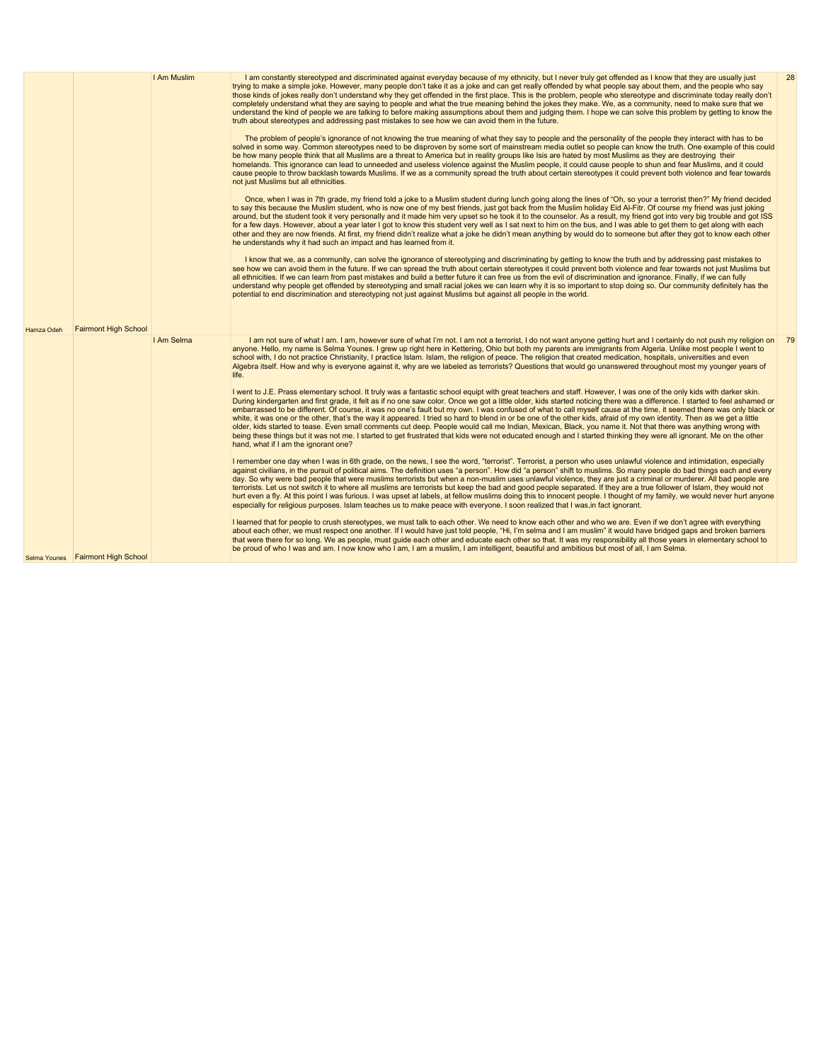| | | | | |
|---|---|---|---|---|
| Hamza Odeh | Fairmont High School | I Am Muslim | I am constantly stereotyped and discriminated against everyday because of my ethnicity, but I never truly get offended as I know that they are usually just trying to make a simple joke. However, many people don't take it as a joke and can get really offended by what people say about them, and the people who say those kinds of jokes really don't understand why they get offended in the first place. This is the problem, people who stereotype and discriminate today really don't completely understand what they are saying to people and what the true meaning behind the jokes they make. We, as a community, need to make sure that we understand the kind of people we are talking to before making assumptions about them and judging them. I hope we can solve this problem by getting to know the truth about stereotypes and addressing past mistakes to see how we can avoid them in the future.<br><br>The problem of people's ignorance of not knowing the true meaning of what they say to people and the personality of the people they interact with has to be solved in some way. Common stereotypes need to be disproven by some sort of mainstream media outlet so people can know the truth. One example of this could be how many people think that all Muslims are a threat to America but in reality groups like Isis are hated by most Muslims as they are destroying their homelands. This ignorance can lead to unneeded and useless violence against the Muslim people, it could cause people to shun and fear Muslims, and it could cause people to throw backlash towards Muslims. If we as a community spread the truth about certain stereotypes it could prevent both violence and fear towards not just Muslims but all ethnicities.<br><br>Once, when I was in 7th grade, my friend told a joke to a Muslim student during lunch going along the lines of "Oh, so your a terrorist then?" My friend decided to say this because the Muslim student, who is now one of my best friends, just got back from the Muslim holiday Eid Al-Fitr. Of course my friend was just joking around, but the student took it very personally and it made him very upset so he took it to the counselor. As a result, my friend got into very big trouble and got ISS for a few days. However, about a year later I got to know this student very well as I sat next to him on the bus, and I was able to get them to get along with each other and they are now friends. At first, my friend didn't realize what a joke he didn't mean anything by would do to someone but after they got to know each other he understands why it had such an impact and has learned from it.<br><br>I know that we, as a community, can solve the ignorance of stereotyping and discriminating by getting to know the truth and by addressing past mistakes to see how we can avoid them in the future. If we can spread the truth about certain stereotypes it could prevent both violence and fear towards not just Muslims but all ethnicities. If we can learn from past mistakes and build a better future it can free us from the evil of discrimination and ignorance. Finally, if we can fully understand why people get offended by stereotyping and small racial jokes we can learn why it is so important to stop doing so. Our community definitely has the potential to end discrimination and stereotyping not just against Muslims but against all people in the world. | 28 |
| Selma Younes | Fairmont High School | I Am Selma | I am not sure of what I am. I am, however sure of what I'm not. I am not a terrorist, I do not want anyone getting hurt and I certainly do not push my religion on anyone. Hello, my name is Selma Younes. I grew up right here in Kettering, Ohio but both my parents are immigrants from Algeria. Unlike most people I went to school with, I do not practice Christianity, I practice Islam. Islam, the religion of peace. The religion that created medication, hospitals, universities and even Algebra itself. How and why is everyone against it, why are we labeled as terrorists? Questions that would go unanswered throughout most my younger years of life.<br><br>I went to J.E. Prass elementary school. It truly was a fantastic school equipt with great teachers and staff. However, I was one of the only kids with darker skin. During kindergarten and first grade, it felt as if no one saw color. Once we got a little older, kids started noticing there was a difference. I started to feel ashamed or embarrassed to be different. Of course, it was no one's fault but my own. I was confused of what to call myself cause at the time, it seemed there was only black or white, it was one or the other, that's the way it appeared. I tried so hard to blend in or be one of the other kids, afraid of my own identity. Then as we get a little older, kids started to tease. Even small comments cut deep. People would call me Indian, Mexican, Black, you name it. Not that there was anything wrong with being these things but it was not me. I started to get frustrated that kids were not educated enough and I started thinking they were all ignorant. Me on the other hand, what if I am the ignorant one?<br><br>I remember one day when I was in 6th grade, on the news, I see the word, "terrorist". Terrorist, a person who uses unlawful violence and intimidation, especially against civilians, in the pursuit of political aims. The definition uses "a person". How did "a person" shift to muslims. So many people do bad things each and every day. So why were bad people that were muslims terrorists but when a non-muslim uses unlawful violence, they are just a criminal or murderer. All bad people are terrorists. Let us not switch it to where all muslims are terrorists but keep the bad and good people separated. If they are a true follower of Islam, they would not hurt even a fly. At this point I was furious. I was upset at labels, at fellow muslims doing this to innocent people. I thought of my family, we would never hurt anyone especially for religious purposes. Islam teaches us to make peace with everyone. I soon realized that I was,in fact ignorant.<br><br>I learned that for people to crush stereotypes, we must talk to each other. We need to know each other and who we are. Even if we don't agree with everything about each other, we must respect one another. If I would have just told people, "Hi, I'm selma and I am muslim" it would have bridged gaps and broken barriers that were there for so long. We as people, must guide each other and educate each other so that. It was my responsibility all those years in elementary school to be proud of who I was and am. I now know who I am, I am a muslim, I am intelligent, beautiful and ambitious but most of all, I am Selma. | 79 |